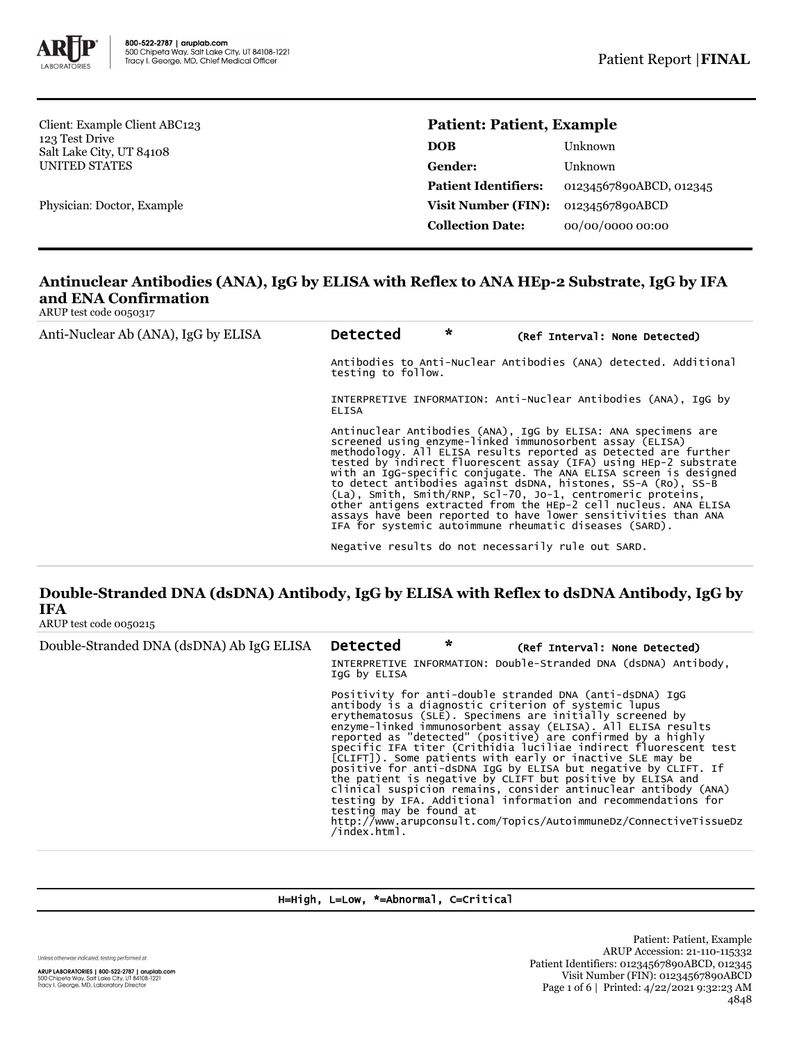800-522-2787 | aruplab.com
500 Chipeta Way, Salt Lake City, UT 84108-1221
Tracy I. George, MD, Chief Medical Officer

Patient Report | **FINAL**

Client: Example Client ABC123
123 Test Drive
Salt Lake City, UT 84108
UNITED STATES

Physician: Doctor, Example

**Patient: Patient, Example**

| | |
|---|---|
| **DOB** | Unknown |
| **Gender:** | Unknown |
| **Patient Identifiers:** | 01234567890ABCD, 012345 |
| **Visit Number (FIN):** | 01234567890ABCD |
| **Collection Date:** | 00/00/0000 00:00 |

## Antinuclear Antibodies (ANA), IgG by ELISA with Reflex to ANA HEp-2 Substrate, IgG by IFA and ENA Confirmation

ARUP test code 0050317

Anti-Nuclear Ab (ANA), IgG by ELISA — **Detected** * (Ref Interval: None Detected)

Antibodies to Anti-Nuclear Antibodies (ANA) detected. Additional testing to follow.

INTERPRETIVE INFORMATION: Anti-Nuclear Antibodies (ANA), IgG by ELISA

Antinuclear Antibodies (ANA), IgG by ELISA: ANA specimens are screened using enzyme-linked immunosorbent assay (ELISA) methodology. All ELISA results reported as Detected are further tested by indirect fluorescent assay (IFA) using HEp-2 substrate with an IgG-specific conjugate. The ANA ELISA screen is designed to detect antibodies against dsDNA, histones, SS-A (Ro), SS-B (La), Smith, Smith/RNP, Scl-70, Jo-1, centromeric proteins, other antigens extracted from the HEp-2 cell nucleus. ANA ELISA assays have been reported to have lower sensitivities than ANA IFA for systemic autoimmune rheumatic diseases (SARD).

Negative results do not necessarily rule out SARD.

## Double-Stranded DNA (dsDNA) Antibody, IgG by ELISA with Reflex to dsDNA Antibody, IgG by IFA

ARUP test code 0050215

Double-Stranded DNA (dsDNA) Ab IgG ELISA — **Detected** * (Ref Interval: None Detected)

INTERPRETIVE INFORMATION: Double-Stranded DNA (dsDNA) Antibody, IgG by ELISA

Positivity for anti-double stranded DNA (anti-dsDNA) IgG antibody is a diagnostic criterion of systemic lupus erythematosus (SLE). Specimens are initially screened by enzyme-linked immunosorbent assay (ELISA). All ELISA results reported as "detected" (positive) are confirmed by a highly specific IFA titer (Crithidia luciliae indirect fluorescent test [CLIFT]). Some patients with early or inactive SLE may be positive for anti-dsDNA IgG by ELISA but negative by CLIFT. If the patient is negative by CLIFT but positive by ELISA and clinical suspicion remains, consider antinuclear antibody (ANA) testing by IFA. Additional information and recommendations for testing may be found at http://www.arupconsult.com/Topics/AutoimmuneDz/ConnectiveTissueDz/index.html.

H=High, L=Low, *=Abnormal, C=Critical

Unless otherwise indicated, testing performed at:

ARUP LABORATORIES | 800-522-2787 | aruplab.com
500 Chipeta Way, Salt Lake City, UT 84108-1221
Tracy I. George, MD, Laboratory Director

Patient: Patient, Example
ARUP Accession: 21-110-115332
Patient Identifiers: 01234567890ABCD, 012345
Visit Number (FIN): 01234567890ABCD
Printed: 4/22/2021 9:32:23 AM
4848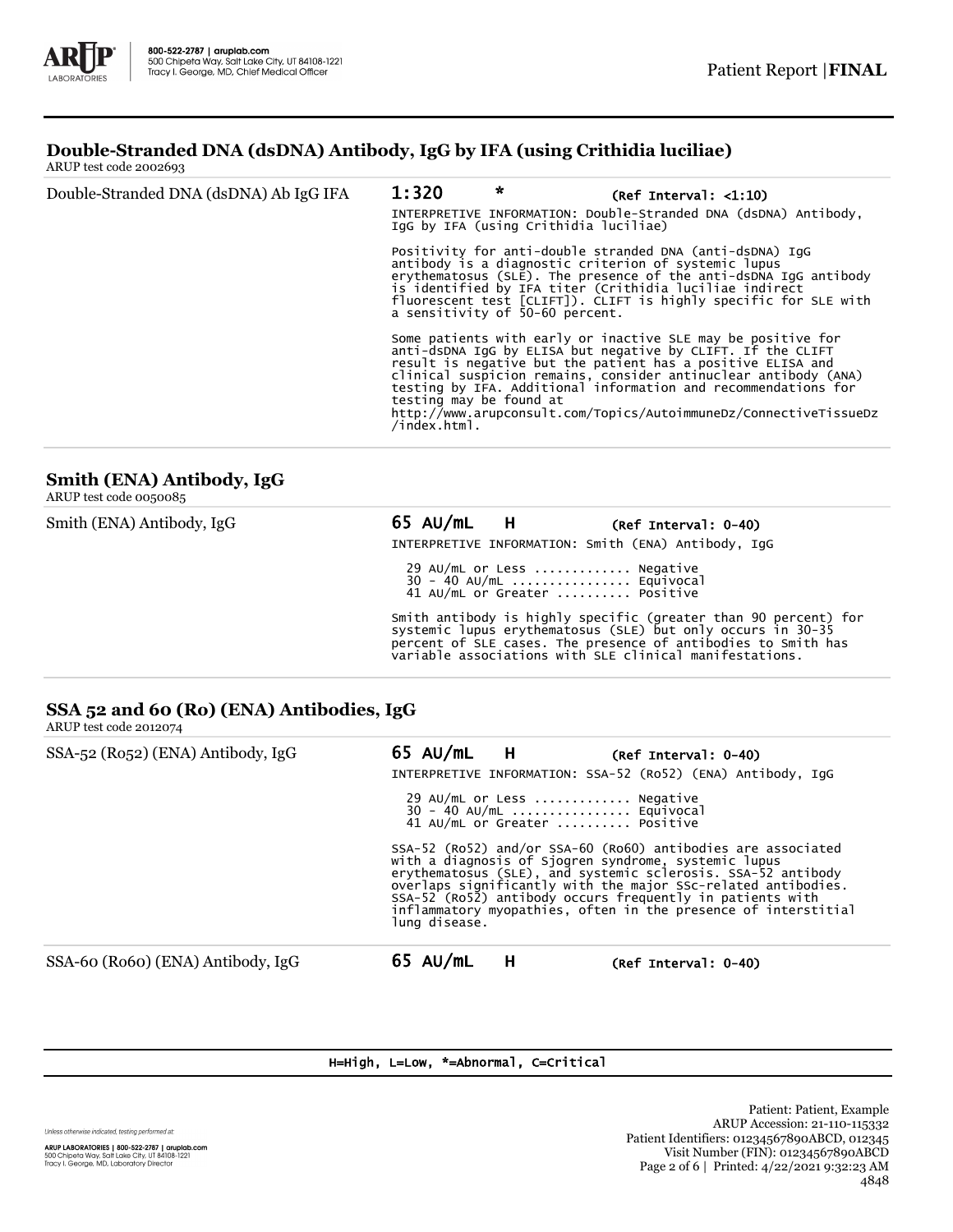## Double-Stranded DNA (dsDNA) Antibody, IgG by IFA (using Crithidia luciliae)

ARUP test code 2002693

**Double-Stranded DNA (dsDNA) Ab IgG IFA** — **1:320** * (Ref Interval: <1:10)

INTERPRETIVE INFORMATION: Double-Stranded DNA (dsDNA) Antibody, IgG by IFA (using Crithidia luciliae)

Positivity for anti-double stranded DNA (anti-dsDNA) IgG antibody is a diagnostic criterion of systemic lupus erythematosus (SLE). The presence of the anti-dsDNA IgG antibody is identified by IFA titer (Crithidia luciliae indirect fluorescent test [CLIFT]). CLIFT is highly specific for SLE with a sensitivity of 50-60 percent.

Some patients with early or inactive SLE may be positive for anti-dsDNA IgG by ELISA but negative by CLIFT. If the CLIFT result is negative but the patient has a positive ELISA and clinical suspicion remains, consider antinuclear antibody (ANA) testing by IFA. Additional information and recommendations for testing may be found at http://www.arupconsult.com/Topics/AutoimmuneDz/ConnectiveTissueDz/index.html.

## Smith (ENA) Antibody, IgG

ARUP test code 0050085

**Smith (ENA) Antibody, IgG** — **65 AU/mL** H (Ref Interval: 0-40)

INTERPRETIVE INFORMATION: Smith (ENA) Antibody, IgG

```
29 AU/mL or Less ............ Negative
30 - 40 AU/mL ............... Equivocal
41 AU/mL or Greater .......... Positive
```

Smith antibody is highly specific (greater than 90 percent) for systemic lupus erythematosus (SLE) but only occurs in 30-35 percent of SLE cases. The presence of antibodies to Smith has variable associations with SLE clinical manifestations.

## SSA 52 and 60 (Ro) (ENA) Antibodies, IgG

ARUP test code 2012074

**SSA-52 (Ro52) (ENA) Antibody, IgG** — **65 AU/mL** H (Ref Interval: 0-40)

INTERPRETIVE INFORMATION: SSA-52 (Ro52) (ENA) Antibody, IgG

```
29 AU/mL or Less ............ Negative
30 - 40 AU/mL ............... Equivocal
41 AU/mL or Greater .......... Positive
```

SSA-52 (Ro52) and/or SSA-60 (Ro60) antibodies are associated with a diagnosis of Sjogren syndrome, systemic lupus erythematosus (SLE), and systemic sclerosis. SSA-52 antibody overlaps significantly with the major SSc-related antibodies. SSA-52 (Ro52) antibody occurs frequently in patients with inflammatory myopathies, often in the presence of interstitial lung disease.

**SSA-60 (Ro60) (ENA) Antibody, IgG** — **65 AU/mL** H (Ref Interval: 0-40)

H=High, L=Low, *=Abnormal, C=Critical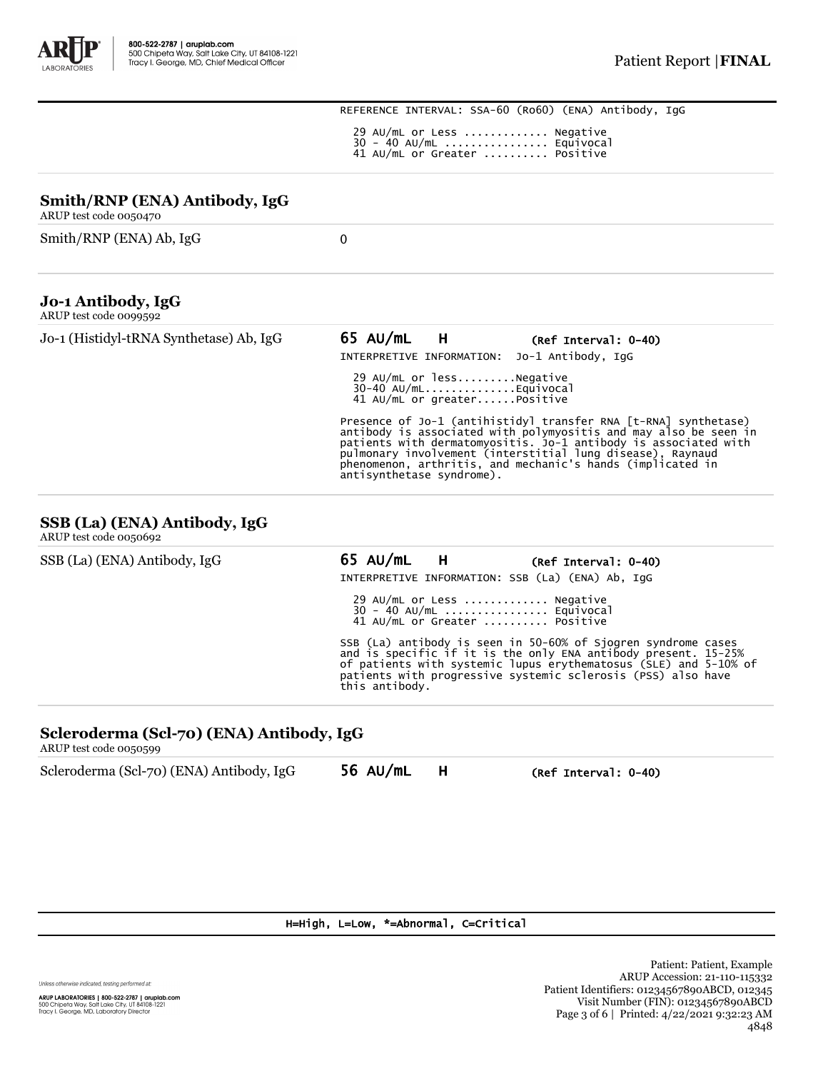REFERENCE INTERVAL: SSA-60 (Ro60) (ENA) Antibody, IgG

29 AU/mL or Less ............ Negative
30 - 40 AU/mL ............... Equivocal
41 AU/mL or Greater .......... Positive

## Smith/RNP (ENA) Antibody, IgG

ARUP test code 0050470

| Smith/RNP (ENA) Ab, IgG | 0 |
|---|---|

## Jo-1 Antibody, IgG

ARUP test code 0099592

| Jo-1 (Histidyl-tRNA Synthetase) Ab, IgG | **65 AU/mL H** (Ref Interval: 0-40) |
|---|---|

INTERPRETIVE INFORMATION: Jo-1 Antibody, IgG

29 AU/mL or less.........Negative
30-40 AU/mL.............Equivocal
41 AU/mL or greater......Positive

Presence of Jo-1 (antihistidyl transfer RNA [t-RNA] synthetase) antibody is associated with polymyositis and may also be seen in patients with dermatomyositis. Jo-1 antibody is associated with pulmonary involvement (interstitial lung disease), Raynaud phenomenon, arthritis, and mechanic's hands (implicated in antisynthetase syndrome).

## SSB (La) (ENA) Antibody, IgG

ARUP test code 0050692

| SSB (La) (ENA) Antibody, IgG | **65 AU/mL H** (Ref Interval: 0-40) |
|---|---|

INTERPRETIVE INFORMATION: SSB (La) (ENA) Ab, IgG

29 AU/mL or Less ............ Negative
30 - 40 AU/mL ............... Equivocal
41 AU/mL or Greater .......... Positive

SSB (La) antibody is seen in 50-60% of Sjogren syndrome cases and is specific if it is the only ENA antibody present. 15-25% of patients with systemic lupus erythematosus (SLE) and 5-10% of patients with progressive systemic sclerosis (PSS) also have this antibody.

## Scleroderma (Scl-70) (ENA) Antibody, IgG

ARUP test code 0050599

| Scleroderma (Scl-70) (ENA) Antibody, IgG | **56 AU/mL H** (Ref Interval: 0-40) |
|---|---|

H=High, L=Low, *=Abnormal, C=Critical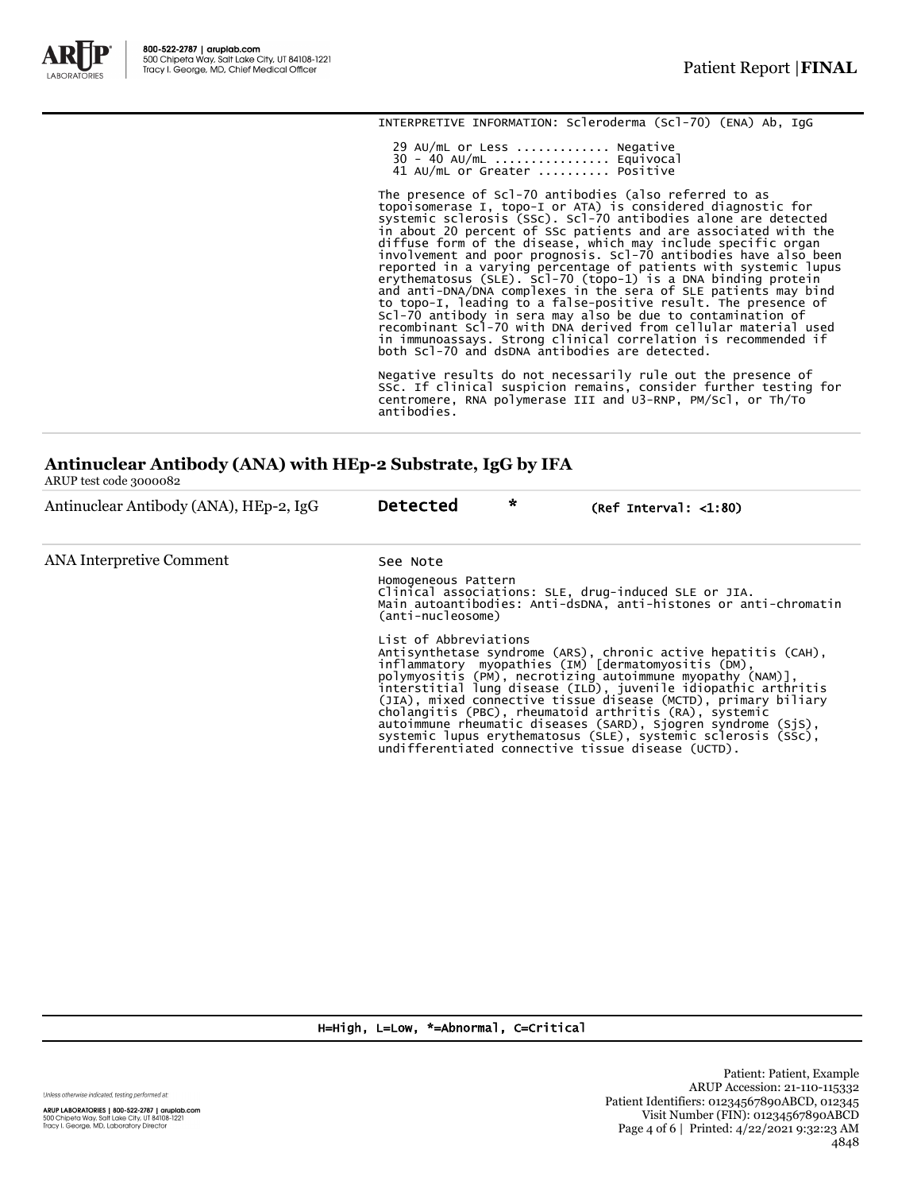INTERPRETIVE INFORMATION: Scleroderma (Scl-70) (ENA) Ab, IgG

29 AU/mL or Less ............ Negative
30 - 40 AU/mL ............... Equivocal
41 AU/mL or Greater .......... Positive

The presence of Scl-70 antibodies (also referred to as topoisomerase I, topo-I or ATA) is considered diagnostic for systemic sclerosis (SSc). Scl-70 antibodies alone are detected in about 20 percent of SSc patients and are associated with the diffuse form of the disease, which may include specific organ involvement and poor prognosis. Scl-70 antibodies have also been reported in a varying percentage of patients with systemic lupus erythematosus (SLE). Scl-70 (topo-1) is a DNA binding protein and anti-DNA/DNA complexes in the sera of SLE patients may bind to topo-I, leading to a false-positive result. The presence of Scl-70 antibody in sera may also be due to contamination of recombinant Scl-70 with DNA derived from cellular material used in immunoassays. Strong clinical correlation is recommended if both Scl-70 and dsDNA antibodies are detected.

Negative results do not necessarily rule out the presence of SSc. If clinical suspicion remains, consider further testing for centromere, RNA polymerase III and U3-RNP, PM/Scl, or Th/To antibodies.

## Antinuclear Antibody (ANA) with HEp-2 Substrate, IgG by IFA

ARUP test code 3000082

| | | | |
|---|---|---|---|
| Antinuclear Antibody (ANA), HEp-2, IgG | **Detected** | * | (Ref Interval: <1:80) |
| ANA Interpretive Comment | See Note | | |

Homogeneous Pattern
Clinical associations: SLE, drug-induced SLE or JIA.
Main autoantibodies: Anti-dsDNA, anti-histones or anti-chromatin (anti-nucleosome)

List of Abbreviations
Antisynthetase syndrome (ARS), chronic active hepatitis (CAH), inflammatory myopathies (IM) [dermatomyositis (DM), polymyositis (PM), necrotizing autoimmune myopathy (NAM)], interstitial lung disease (ILD), juvenile idiopathic arthritis (JIA), mixed connective tissue disease (MCTD), primary biliary cholangitis (PBC), rheumatoid arthritis (RA), systemic autoimmune rheumatic diseases (SARD), Sjogren syndrome (SjS), systemic lupus erythematosus (SLE), systemic sclerosis (SSc), undifferentiated connective tissue disease (UCTD).

H=High, L=Low, *=Abnormal, C=Critical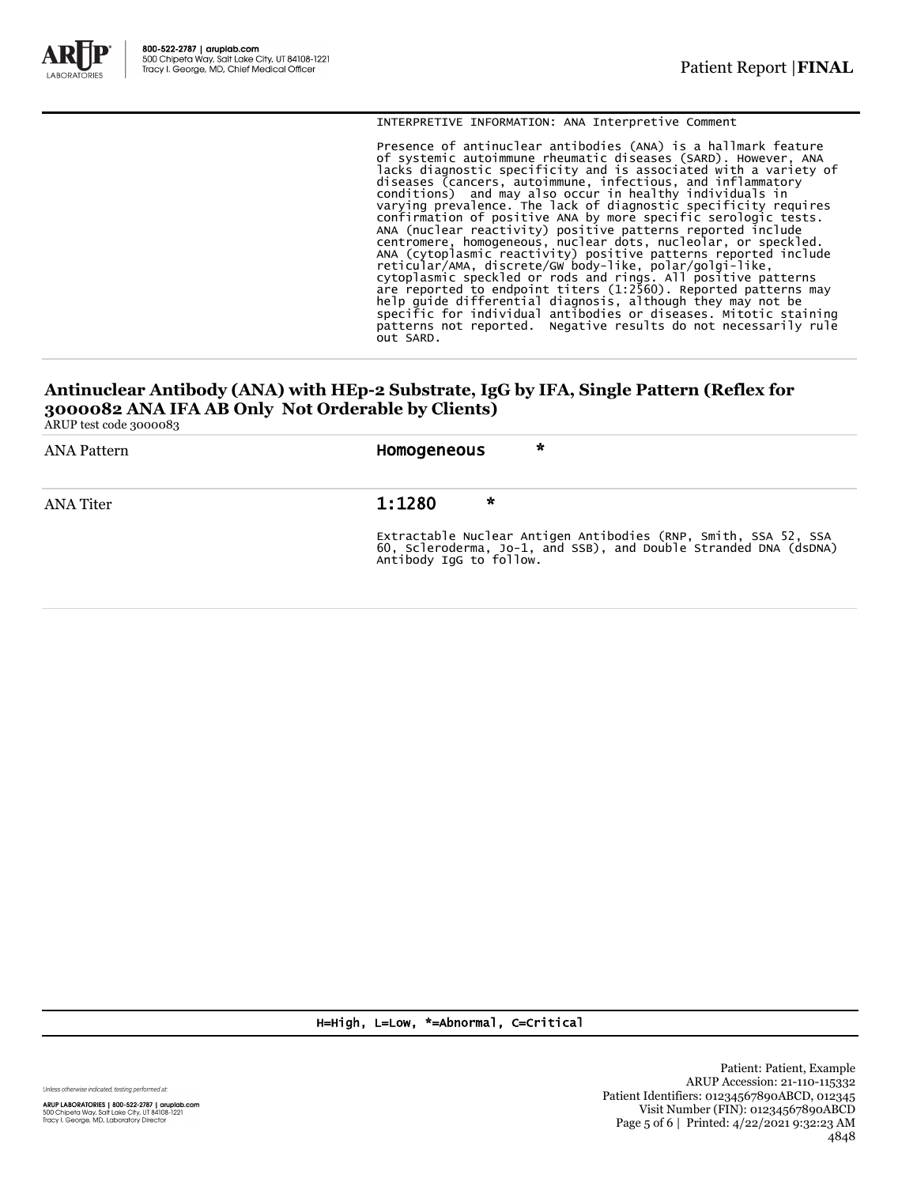INTERPRETIVE INFORMATION: ANA Interpretive Comment

Presence of antinuclear antibodies (ANA) is a hallmark feature of systemic autoimmune rheumatic diseases (SARD). However, ANA lacks diagnostic specificity and is associated with a variety of diseases (cancers, autoimmune, infectious, and inflammatory conditions) and may also occur in healthy individuals in varying prevalence. The lack of diagnostic specificity requires confirmation of positive ANA by more specific serologic tests. ANA (nuclear reactivity) positive patterns reported include centromere, homogeneous, nuclear dots, nucleolar, or speckled. ANA (cytoplasmic reactivity) positive patterns reported include reticular/AMA, discrete/GW body-like, polar/golgi-like, cytoplasmic speckled or rods and rings. All positive patterns are reported to endpoint titers (1:2560). Reported patterns may help guide differential diagnosis, although they may not be specific for individual antibodies or diseases. Mitotic staining patterns not reported. Negative results do not necessarily rule out SARD.

## Antinuclear Antibody (ANA) with HEp-2 Substrate, IgG by IFA, Single Pattern (Reflex for 3000082 ANA IFA AB Only Not Orderable by Clients)

ARUP test code 3000083

| | |
|---|---|
| ANA Pattern | Homogeneous * |
| ANA Titer | 1:1280 * |
| | Extractable Nuclear Antigen Antibodies (RNP, Smith, SSA 52, SSA 60, Scleroderma, Jo-1, and SSB), and Double Stranded DNA (dsDNA) Antibody IgG to follow. |

H=High, L=Low, *=Abnormal, C=Critical

Unless otherwise indicated, testing performed at:

ARUP LABORATORIES | 800-522-2787 | aruplab.com
500 Chipeta Way, Salt Lake City, UT 84108-1221
Tracy I. George, MD, Laboratory Director

Patient: Patient, Example
ARUP Accession: 21-110-115332
Patient Identifiers: 01234567890ABCD, 012345
Visit Number (FIN): 01234567890ABCD
Printed: 4/22/2021 9:32:23 AM
4848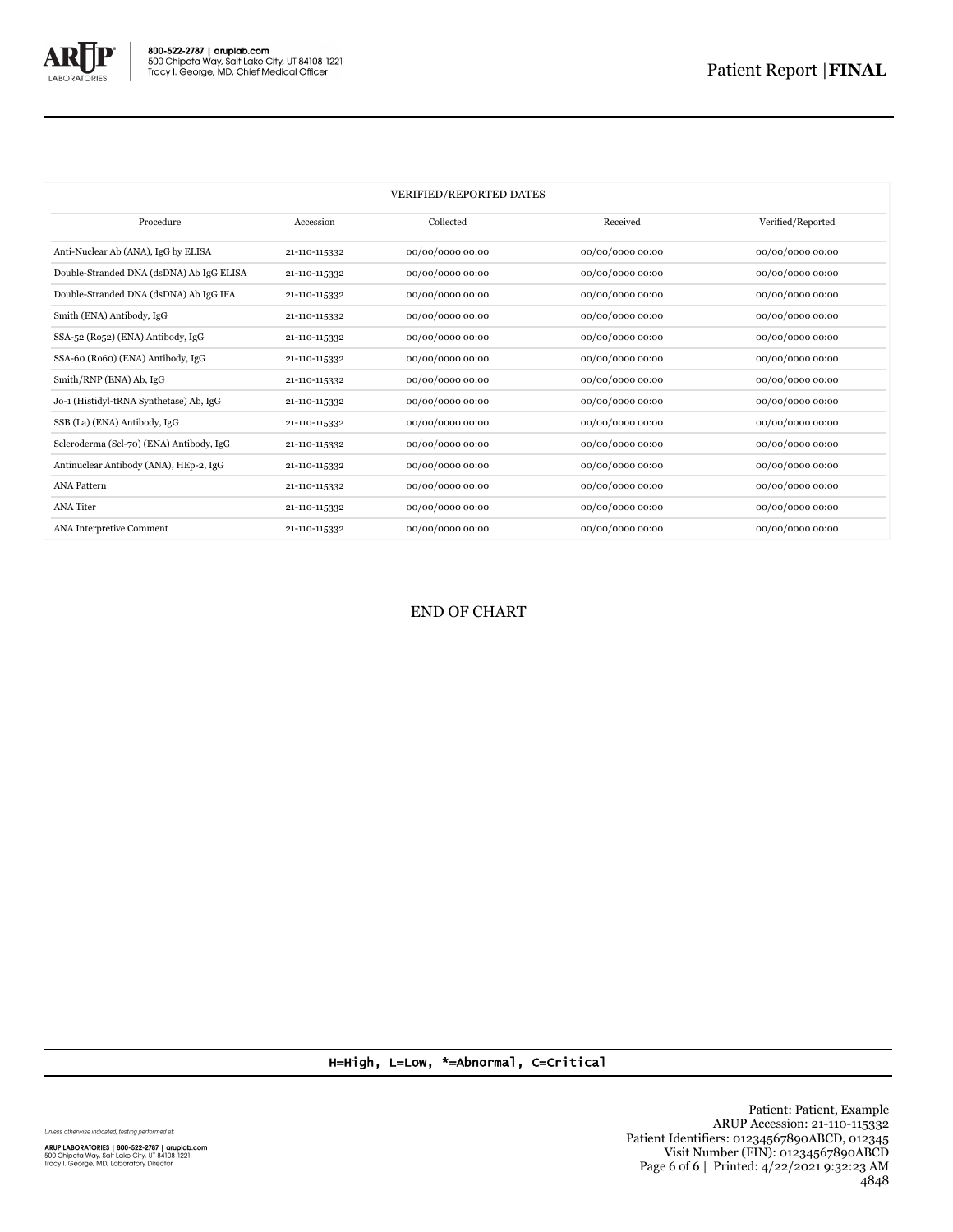## VERIFIED/REPORTED DATES

| Procedure | Accession | Collected | Received | Verified/Reported |
|---|---|---|---|---|
| Anti-Nuclear Ab (ANA), IgG by ELISA | 21-110-115332 | 00/00/0000 00:00 | 00/00/0000 00:00 | 00/00/0000 00:00 |
| Double-Stranded DNA (dsDNA) Ab IgG ELISA | 21-110-115332 | 00/00/0000 00:00 | 00/00/0000 00:00 | 00/00/0000 00:00 |
| Double-Stranded DNA (dsDNA) Ab IgG IFA | 21-110-115332 | 00/00/0000 00:00 | 00/00/0000 00:00 | 00/00/0000 00:00 |
| Smith (ENA) Antibody, IgG | 21-110-115332 | 00/00/0000 00:00 | 00/00/0000 00:00 | 00/00/0000 00:00 |
| SSA-52 (Ro52) (ENA) Antibody, IgG | 21-110-115332 | 00/00/0000 00:00 | 00/00/0000 00:00 | 00/00/0000 00:00 |
| SSA-60 (Ro60) (ENA) Antibody, IgG | 21-110-115332 | 00/00/0000 00:00 | 00/00/0000 00:00 | 00/00/0000 00:00 |
| Smith/RNP (ENA) Ab, IgG | 21-110-115332 | 00/00/0000 00:00 | 00/00/0000 00:00 | 00/00/0000 00:00 |
| Jo-1 (Histidyl-tRNA Synthetase) Ab, IgG | 21-110-115332 | 00/00/0000 00:00 | 00/00/0000 00:00 | 00/00/0000 00:00 |
| SSB (La) (ENA) Antibody, IgG | 21-110-115332 | 00/00/0000 00:00 | 00/00/0000 00:00 | 00/00/0000 00:00 |
| Scleroderma (Scl-70) (ENA) Antibody, IgG | 21-110-115332 | 00/00/0000 00:00 | 00/00/0000 00:00 | 00/00/0000 00:00 |
| Antinuclear Antibody (ANA), HEp-2, IgG | 21-110-115332 | 00/00/0000 00:00 | 00/00/0000 00:00 | 00/00/0000 00:00 |
| ANA Pattern | 21-110-115332 | 00/00/0000 00:00 | 00/00/0000 00:00 | 00/00/0000 00:00 |
| ANA Titer | 21-110-115332 | 00/00/0000 00:00 | 00/00/0000 00:00 | 00/00/0000 00:00 |
| ANA Interpretive Comment | 21-110-115332 | 00/00/0000 00:00 | 00/00/0000 00:00 | 00/00/0000 00:00 |

END OF CHART